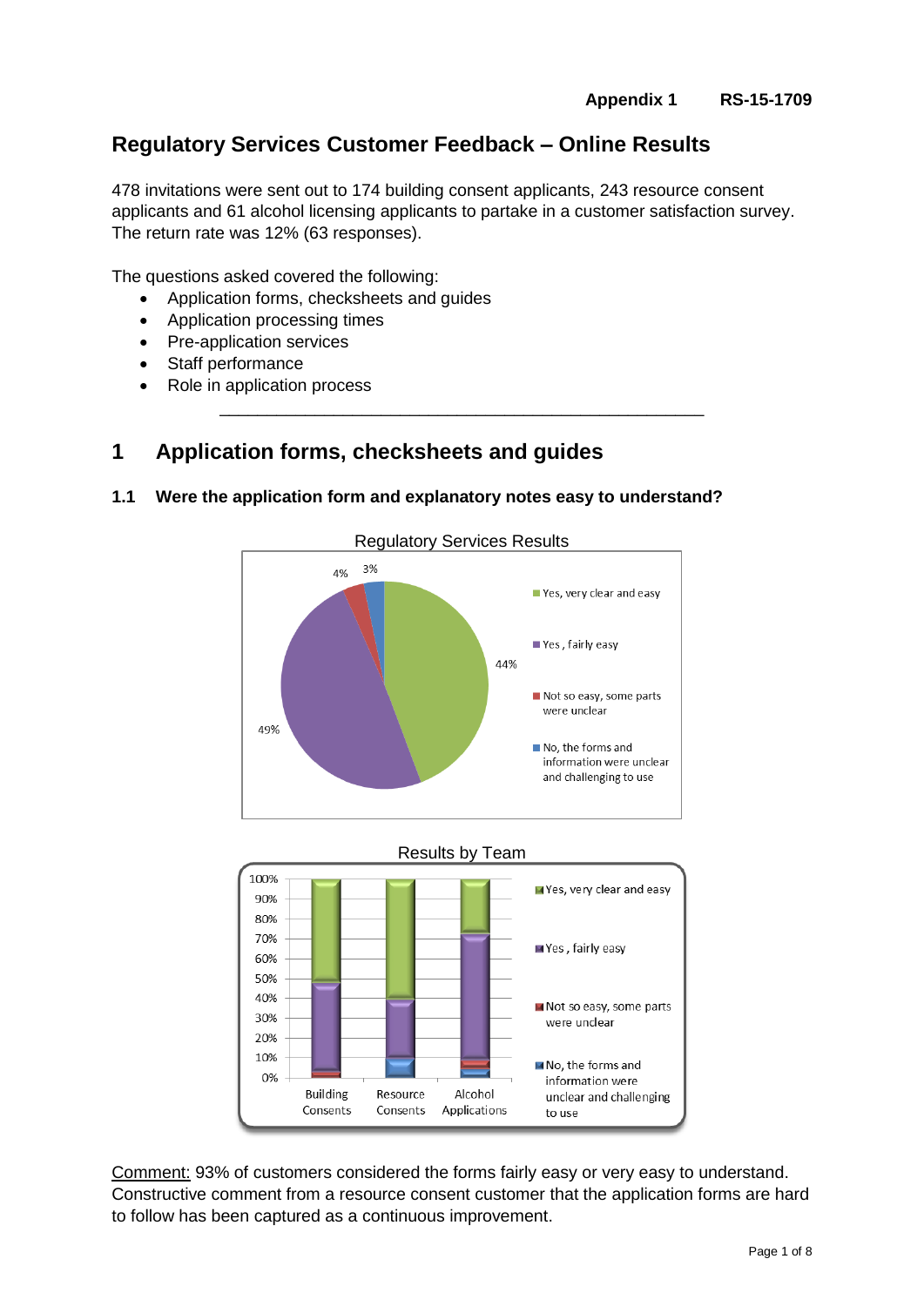**Appendix 1 RS-15-1709**

# Regulatory Services Customer Feedback – Online Results

478 invitations were sent out to 174 building consent applicants, 243 resource consent applicants and 61 alcohol licensing applicants to partake in a customer satisfaction survey. The return rate was 12% (63 responses).

The questions asked covered the following:

- Application forms, checksheets and guides
- Application processing times
- Pre-application services
- Staff performance
- Role in application process

---

## 1 Application forms, checksheets and guides

### 1.1 Were the application form and explanatory notes easy to understand?

Regulatory Services Results

- Yes, very clear and easy: 44%
- Yes , fairly easy: 49%
- Not so easy, some parts were unclear: 4%
- No, the forms and information were unclear and challenging to use: 3%

Results by Team

(Stacked bar chart, 0%–100%, for Building Consents, Resource Consents and Alcohol Applications. Legend: Yes, very clear and easy; Yes , fairly easy; Not so easy, some parts were unclear; No, the forms and information were unclear and challenging to use)

Comment: 93% of customers considered the forms fairly easy or very easy to understand. Constructive comment from a resource consent customer that the application forms are hard to follow has been captured as a continuous improvement.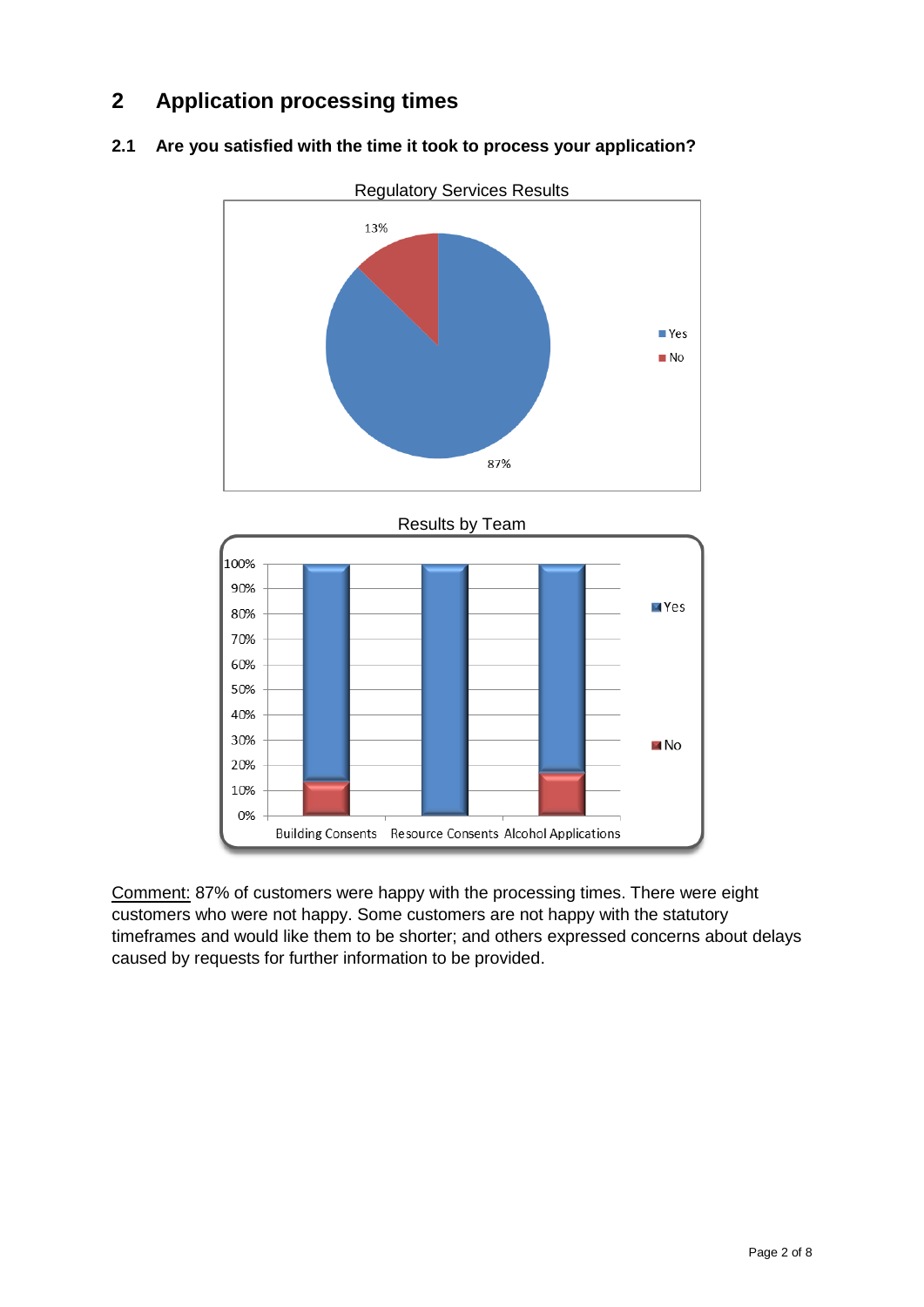## 2 Application processing times

### 2.1 Are you satisfied with the time it took to process your application?

Regulatory Services Results

Results by Team

Comment: 87% of customers were happy with the processing times. There were eight customers who were not happy. Some customers are not happy with the statutory timeframes and would like them to be shorter; and others expressed concerns about delays caused by requests for further information to be provided.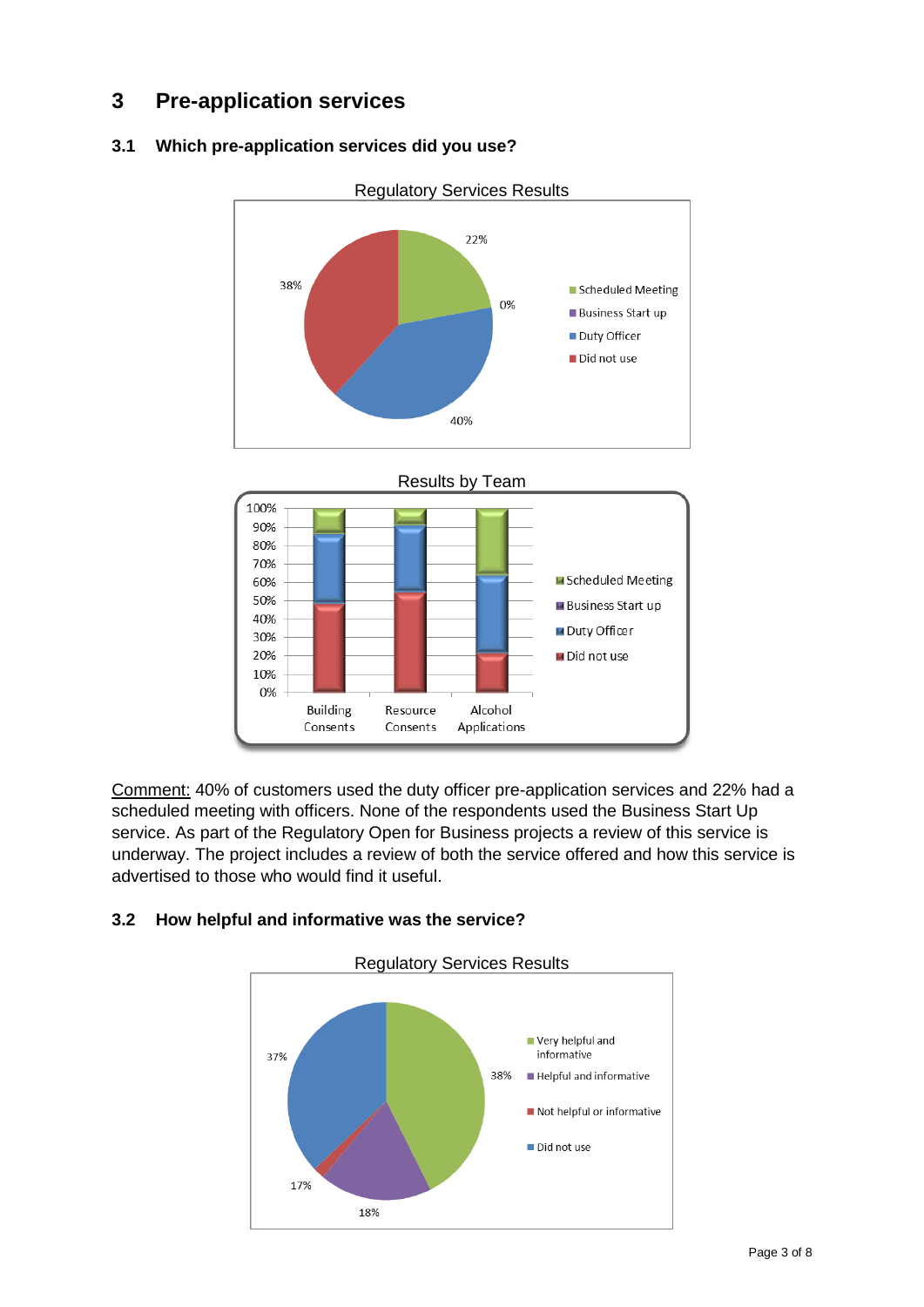# 3 Pre-application services

## 3.1 Which pre-application services did you use?

Regulatory Services Results

- Scheduled Meeting: 22%
- Business Start up: 0%
- Duty Officer: 40%
- Did not use: 38%

Results by Team

Building Consents, Resource Consents, Alcohol Applications (Scheduled Meeting, Business Start up, Duty Officer, Did not use)

Comment: 40% of customers used the duty officer pre-application services and 22% had a scheduled meeting with officers. None of the respondents used the Business Start Up service. As part of the Regulatory Open for Business projects a review of this service is underway. The project includes a review of both the service offered and how this service is advertised to those who would find it useful.

## 3.2 How helpful and informative was the service?

Regulatory Services Results

- Very helpful and informative: 38%
- Helpful and informative: 18%
- Not helpful or informative
- Did not use: 37%
- 17%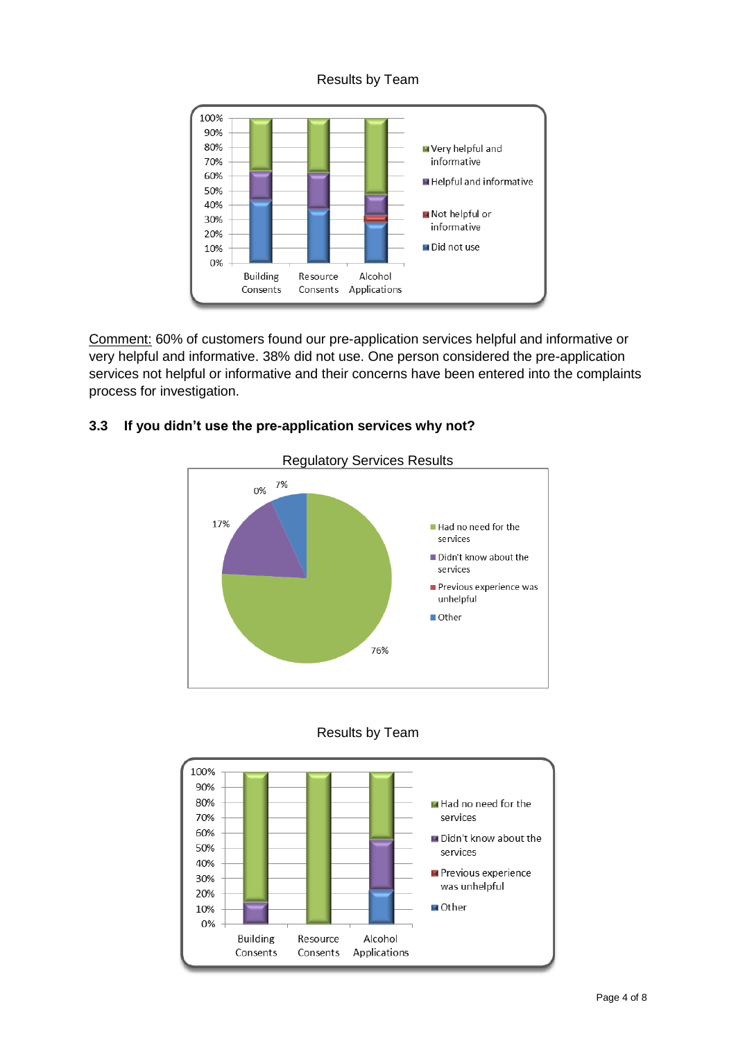Results by Team

Comment: 60% of customers found our pre-application services helpful and informative or very helpful and informative. 38% did not use. One person considered the pre-application services not helpful or informative and their concerns have been entered into the complaints process for investigation.

### 3.3 If you didn't use the pre-application services why not?

Regulatory Services Results

Results by Team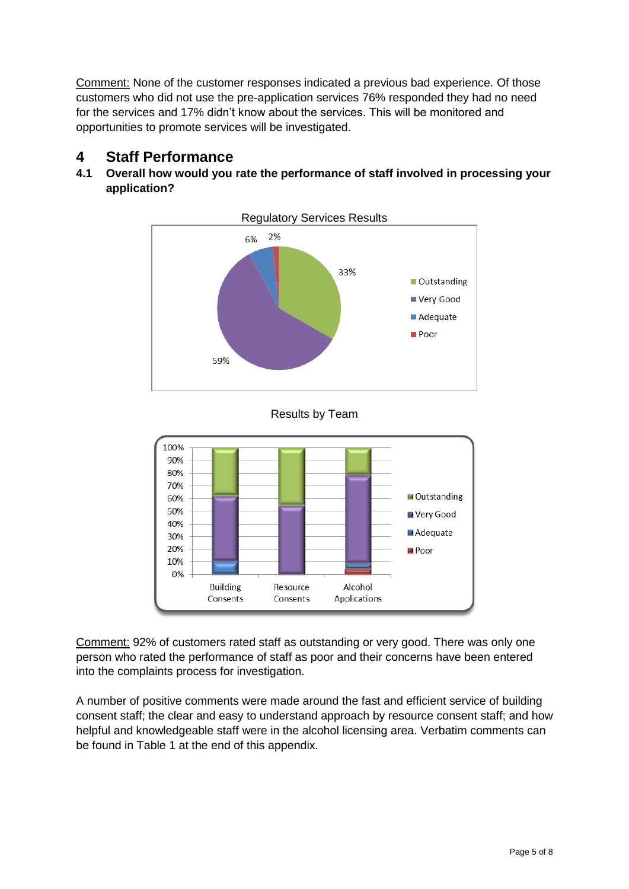Comment: None of the customer responses indicated a previous bad experience. Of those customers who did not use the pre-application services 76% responded they had no need for the services and 17% didn't know about the services. This will be monitored and opportunities to promote services will be investigated.

## 4 Staff Performance

### 4.1 Overall how would you rate the performance of staff involved in processing your application?

Regulatory Services Results

- Outstanding: 33%
- Very Good: 59%
- Adequate: 6%
- Poor: 2%

Results by Team

Comment: 92% of customers rated staff as outstanding or very good. There was only one person who rated the performance of staff as poor and their concerns have been entered into the complaints process for investigation.

A number of positive comments were made around the fast and efficient service of building consent staff; the clear and easy to understand approach by resource consent staff; and how helpful and knowledgeable staff were in the alcohol licensing area. Verbatim comments can be found in Table 1 at the end of this appendix.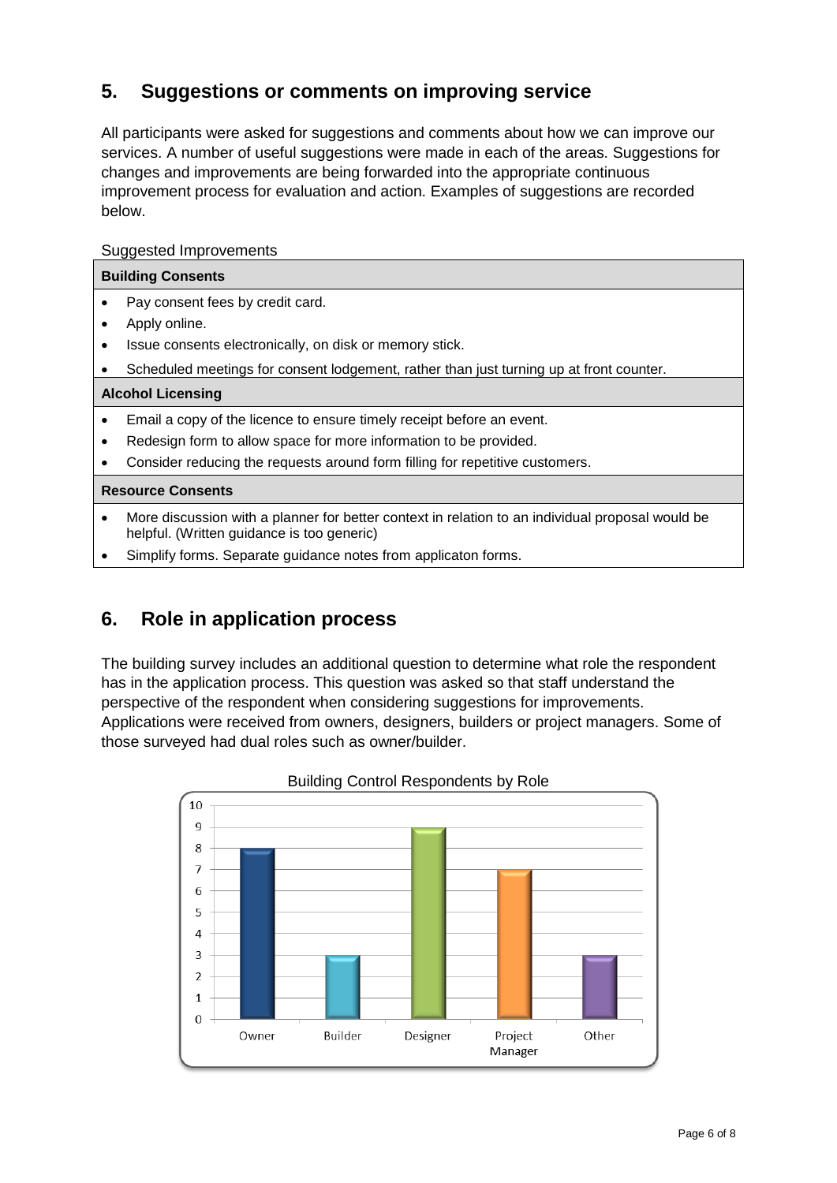## 5. Suggestions or comments on improving service

All participants were asked for suggestions and comments about how we can improve our services. A number of useful suggestions were made in each of the areas. Suggestions for changes and improvements are being forwarded into the appropriate continuous improvement process for evaluation and action. Examples of suggestions are recorded below.

Suggested Improvements

**Building Consents**

- Pay consent fees by credit card.
- Apply online.
- Issue consents electronically, on disk or memory stick.
- Scheduled meetings for consent lodgement, rather than just turning up at front counter.

**Alcohol Licensing**

- Email a copy of the licence to ensure timely receipt before an event.
- Redesign form to allow space for more information to be provided.
- Consider reducing the requests around form filling for repetitive customers.

**Resource Consents**

- More discussion with a planner for better context in relation to an individual proposal would be helpful. (Written guidance is too generic)
- Simplify forms. Separate guidance notes from applicaton forms.

## 6. Role in application process

The building survey includes an additional question to determine what role the respondent has in the application process. This question was asked so that staff understand the perspective of the respondent when considering suggestions for improvements. Applications were received from owners, designers, builders or project managers. Some of those surveyed had dual roles such as owner/builder.

Building Control Respondents by Role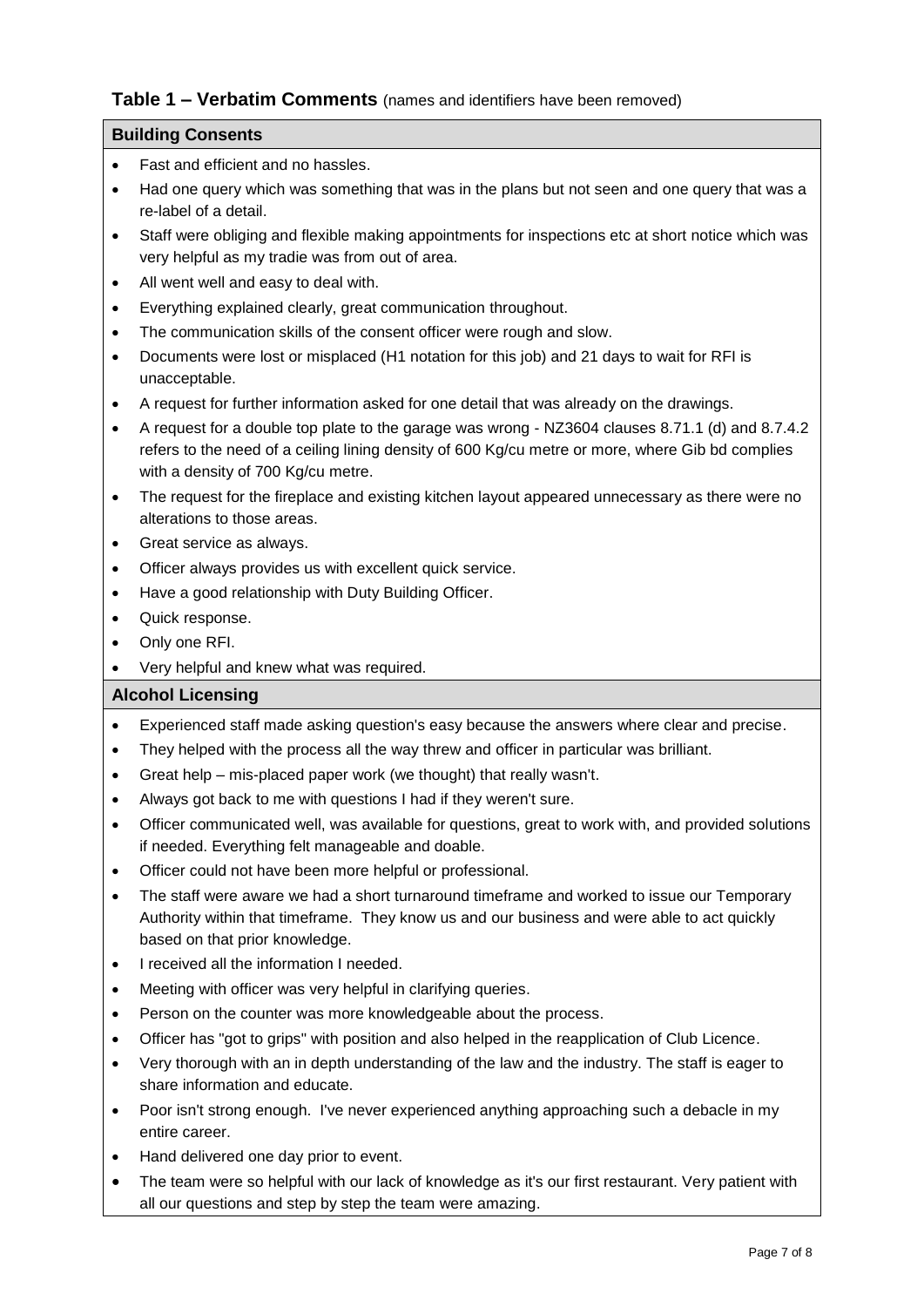### Table 1 – Verbatim Comments (names and identifiers have been removed)

**Building Consents**

- Fast and efficient and no hassles.
- Had one query which was something that was in the plans but not seen and one query that was a re-label of a detail.
- Staff were obliging and flexible making appointments for inspections etc at short notice which was very helpful as my tradie was from out of area.
- All went well and easy to deal with.
- Everything explained clearly, great communication throughout.
- The communication skills of the consent officer were rough and slow.
- Documents were lost or misplaced (H1 notation for this job) and 21 days to wait for RFI is unacceptable.
- A request for further information asked for one detail that was already on the drawings.
- A request for a double top plate to the garage was wrong - NZ3604 clauses 8.71.1 (d) and 8.7.4.2 refers to the need of a ceiling lining density of 600 Kg/cu metre or more, where Gib bd complies with a density of 700 Kg/cu metre.
- The request for the fireplace and existing kitchen layout appeared unnecessary as there were no alterations to those areas.
- Great service as always.
- Officer always provides us with excellent quick service.
- Have a good relationship with Duty Building Officer.
- Quick response.
- Only one RFI.
- Very helpful and knew what was required.

**Alcohol Licensing**

- Experienced staff made asking question's easy because the answers where clear and precise.
- They helped with the process all the way threw and officer in particular was brilliant.
- Great help – mis-placed paper work (we thought) that really wasn't.
- Always got back to me with questions I had if they weren't sure.
- Officer communicated well, was available for questions, great to work with, and provided solutions if needed. Everything felt manageable and doable.
- Officer could not have been more helpful or professional.
- The staff were aware we had a short turnaround timeframe and worked to issue our Temporary Authority within that timeframe. They know us and our business and were able to act quickly based on that prior knowledge.
- I received all the information I needed.
- Meeting with officer was very helpful in clarifying queries.
- Person on the counter was more knowledgeable about the process.
- Officer has "got to grips" with position and also helped in the reapplication of Club Licence.
- Very thorough with an in depth understanding of the law and the industry. The staff is eager to share information and educate.
- Poor isn't strong enough. I've never experienced anything approaching such a debacle in my entire career.
- Hand delivered one day prior to event.
- The team were so helpful with our lack of knowledge as it's our first restaurant. Very patient with all our questions and step by step the team were amazing.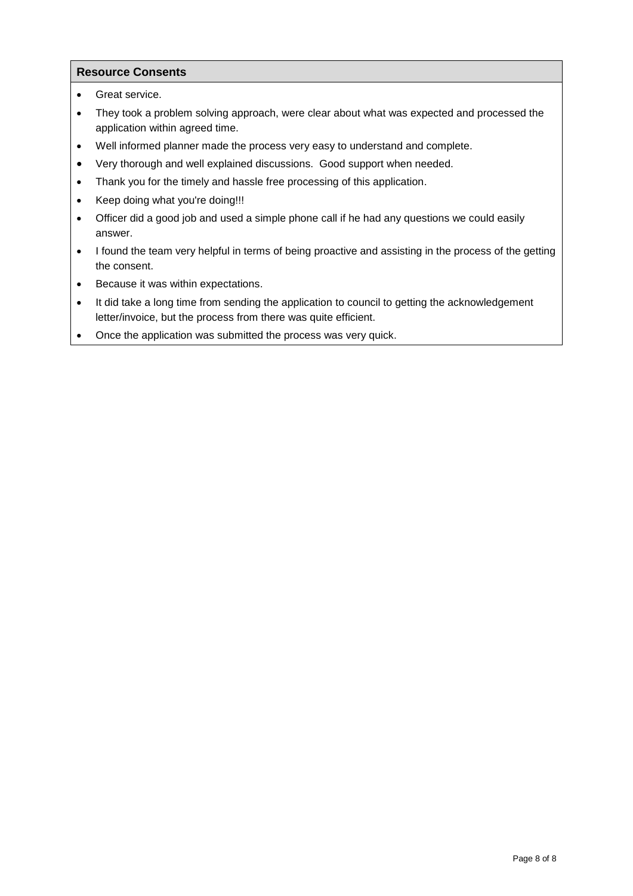**Resource Consents**

- Great service.
- They took a problem solving approach, were clear about what was expected and processed the application within agreed time.
- Well informed planner made the process very easy to understand and complete.
- Very thorough and well explained discussions. Good support when needed.
- Thank you for the timely and hassle free processing of this application.
- Keep doing what you're doing!!!
- Officer did a good job and used a simple phone call if he had any questions we could easily answer.
- I found the team very helpful in terms of being proactive and assisting in the process of the getting the consent.
- Because it was within expectations.
- It did take a long time from sending the application to council to getting the acknowledgement letter/invoice, but the process from there was quite efficient.
- Once the application was submitted the process was very quick.